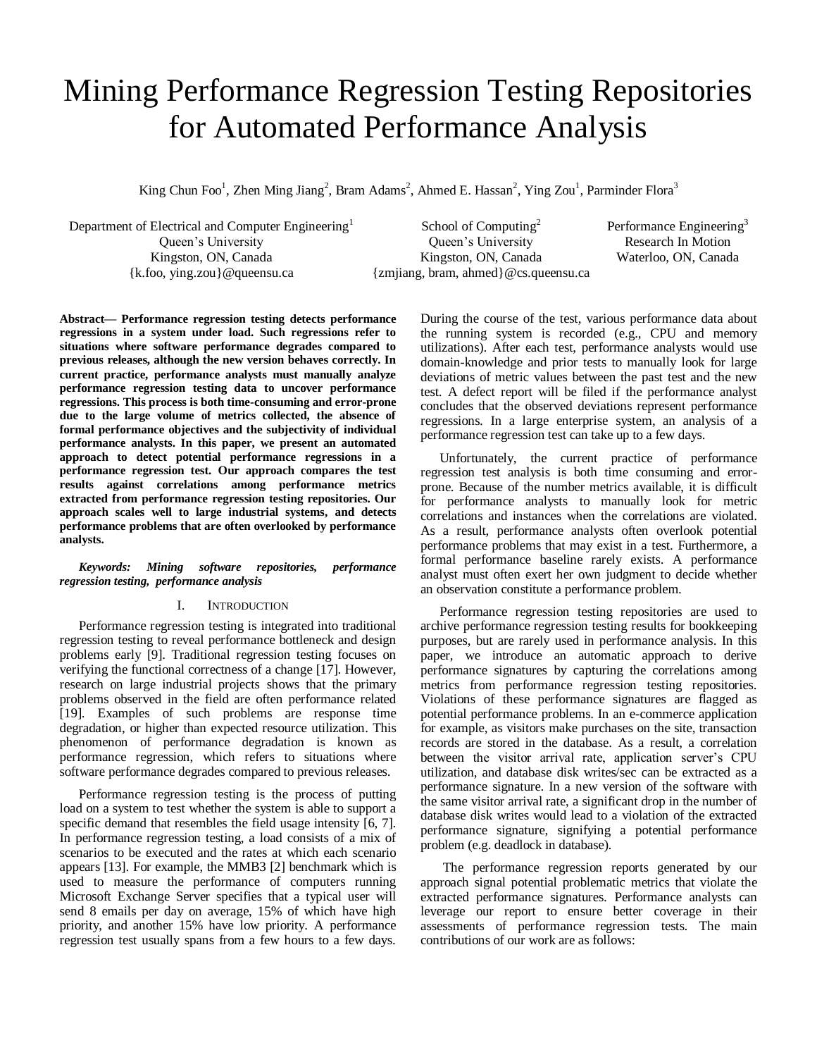# Mining Performance Regression Testing Repositories for Automated Performance Analysis

King Chun Foo[1], Zhen Ming Jiang[2], Bram Adams[2], Ahmed E. Hassan[2], Ying Zou[1], Parminder Flora[3]

Department of Electrical and Computer Engineering[1]
Queen's University
Kingston, ON, Canada
{k.foo, ying.zou}@queensu.ca

School of Computing[2]
Queen's University
Kingston, ON, Canada
{zmjiang, bram, ahmed}@cs.queensu.ca

Performance Engineering[3]
Research In Motion
Waterloo, ON, Canada

**Abstract— Performance regression testing detects performance regressions in a system under load. Such regressions refer to situations where software performance degrades compared to previous releases, although the new version behaves correctly. In current practice, performance analysts must manually analyze performance regression testing data to uncover performance regressions. This process is both time-consuming and error-prone due to the large volume of metrics collected, the absence of formal performance objectives and the subjectivity of individual performance analysts. In this paper, we present an automated approach to detect potential performance regressions in a performance regression test. Our approach compares the test results against correlations among performance metrics extracted from performance regression testing repositories. Our approach scales well to large industrial systems, and detects performance problems that are often overlooked by performance analysts.**

***Keywords:** Mining software repositories, performance regression testing, performance analysis*

## I. Introduction

Performance regression testing is integrated into traditional regression testing to reveal performance bottleneck and design problems early [9]. Traditional regression testing focuses on verifying the functional correctness of a change [17]. However, research on large industrial projects shows that the primary problems observed in the field are often performance related [19]. Examples of such problems are response time degradation, or higher than expected resource utilization. This phenomenon of performance degradation is known as performance regression, which refers to situations where software performance degrades compared to previous releases.

Performance regression testing is the process of putting load on a system to test whether the system is able to support a specific demand that resembles the field usage intensity [6, 7]. In performance regression testing, a load consists of a mix of scenarios to be executed and the rates at which each scenario appears [13]. For example, the MMB3 [2] benchmark which is used to measure the performance of computers running Microsoft Exchange Server specifies that a typical user will send 8 emails per day on average, 15% of which have high priority, and another 15% have low priority. A performance regression test usually spans from a few hours to a few days. During the course of the test, various performance data about the running system is recorded (e.g., CPU and memory utilizations). After each test, performance analysts would use domain-knowledge and prior tests to manually look for large deviations of metric values between the past test and the new test. A defect report will be filed if the performance analyst concludes that the observed deviations represent performance regressions. In a large enterprise system, an analysis of a performance regression test can take up to a few days.

Unfortunately, the current practice of performance regression test analysis is both time consuming and error-prone. Because of the number metrics available, it is difficult for performance analysts to manually look for metric correlations and instances when the correlations are violated. As a result, performance analysts often overlook potential performance problems that may exist in a test. Furthermore, a formal performance baseline rarely exists. A performance analyst must often exert her own judgment to decide whether an observation constitute a performance problem.

Performance regression testing repositories are used to archive performance regression testing results for bookkeeping purposes, but are rarely used in performance analysis. In this paper, we introduce an automatic approach to derive performance signatures by capturing the correlations among metrics from performance regression testing repositories. Violations of these performance signatures are flagged as potential performance problems. In an e-commerce application for example, as visitors make purchases on the site, transaction records are stored in the database. As a result, a correlation between the visitor arrival rate, application server's CPU utilization, and database disk writes/sec can be extracted as a performance signature. In a new version of the software with the same visitor arrival rate, a significant drop in the number of database disk writes would lead to a violation of the extracted performance signature, signifying a potential performance problem (e.g. deadlock in database).

The performance regression reports generated by our approach signal potential problematic metrics that violate the extracted performance signatures. Performance analysts can leverage our report to ensure better coverage in their assessments of performance regression tests. The main contributions of our work are as follows: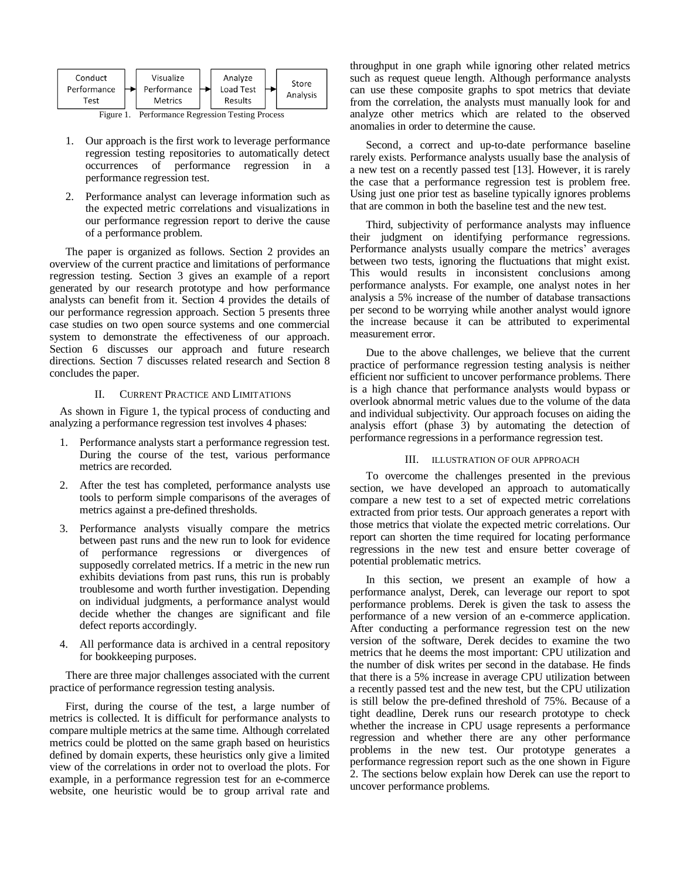Conduct Performance Test → Visualize Performance Metrics → Analyze Load Test Results → Store Analysis

Figure 1. Performance Regression Testing Process

1. Our approach is the first work to leverage performance regression testing repositories to automatically detect occurrences of performance regression in a performance regression test.
2. Performance analyst can leverage information such as the expected metric correlations and visualizations in our performance regression report to derive the cause of a performance problem.

The paper is organized as follows. Section 2 provides an overview of the current practice and limitations of performance regression testing. Section 3 gives an example of a report generated by our research prototype and how performance analysts can benefit from it. Section 4 provides the details of our performance regression approach. Section 5 presents three case studies on two open source systems and one commercial system to demonstrate the effectiveness of our approach. Section 6 discusses our approach and future research directions. Section 7 discusses related research and Section 8 concludes the paper.

## II. Current Practice and Limitations

As shown in Figure 1, the typical process of conducting and analyzing a performance regression test involves 4 phases:

1. Performance analysts start a performance regression test. During the course of the test, various performance metrics are recorded.
2. After the test has completed, performance analysts use tools to perform simple comparisons of the averages of metrics against a pre-defined thresholds.
3. Performance analysts visually compare the metrics between past runs and the new run to look for evidence of performance regressions or divergences of supposedly correlated metrics. If a metric in the new run exhibits deviations from past runs, this run is probably troublesome and worth further investigation. Depending on individual judgments, a performance analyst would decide whether the changes are significant and file defect reports accordingly.
4. All performance data is archived in a central repository for bookkeeping purposes.

There are three major challenges associated with the current practice of performance regression testing analysis.

First, during the course of the test, a large number of metrics is collected. It is difficult for performance analysts to compare multiple metrics at the same time. Although correlated metrics could be plotted on the same graph based on heuristics defined by domain experts, these heuristics only give a limited view of the correlations in order not to overload the plots. For example, in a performance regression test for an e-commerce website, one heuristic would be to group arrival rate and throughput in one graph while ignoring other related metrics such as request queue length. Although performance analysts can use these composite graphs to spot metrics that deviate from the correlation, the analysts must manually look for and analyze other metrics which are related to the observed anomalies in order to determine the cause.

Second, a correct and up-to-date performance baseline rarely exists. Performance analysts usually base the analysis of a new test on a recently passed test [13]. However, it is rarely the case that a performance regression test is problem free. Using just one prior test as baseline typically ignores problems that are common in both the baseline test and the new test.

Third, subjectivity of performance analysts may influence their judgment on identifying performance regressions. Performance analysts usually compare the metrics' averages between two tests, ignoring the fluctuations that might exist. This would results in inconsistent conclusions among performance analysts. For example, one analyst notes in her analysis a 5% increase of the number of database transactions per second to be worrying while another analyst would ignore the increase because it can be attributed to experimental measurement error.

Due to the above challenges, we believe that the current practice of performance regression testing analysis is neither efficient nor sufficient to uncover performance problems. There is a high chance that performance analysts would bypass or overlook abnormal metric values due to the volume of the data and individual subjectivity. Our approach focuses on aiding the analysis effort (phase 3) by automating the detection of performance regressions in a performance regression test.

## III. Illustration of Our Approach

To overcome the challenges presented in the previous section, we have developed an approach to automatically compare a new test to a set of expected metric correlations extracted from prior tests. Our approach generates a report with those metrics that violate the expected metric correlations. Our report can shorten the time required for locating performance regressions in the new test and ensure better coverage of potential problematic metrics.

In this section, we present an example of how a performance analyst, Derek, can leverage our report to spot performance problems. Derek is given the task to assess the performance of a new version of an e-commerce application. After conducting a performance regression test on the new version of the software, Derek decides to examine the two metrics that he deems the most important: CPU utilization and the number of disk writes per second in the database. He finds that there is a 5% increase in average CPU utilization between a recently passed test and the new test, but the CPU utilization is still below the pre-defined threshold of 75%. Because of a tight deadline, Derek runs our research prototype to check whether the increase in CPU usage represents a performance regression and whether there are any other performance problems in the new test. Our prototype generates a performance regression report such as the one shown in Figure 2. The sections below explain how Derek can use the report to uncover performance problems.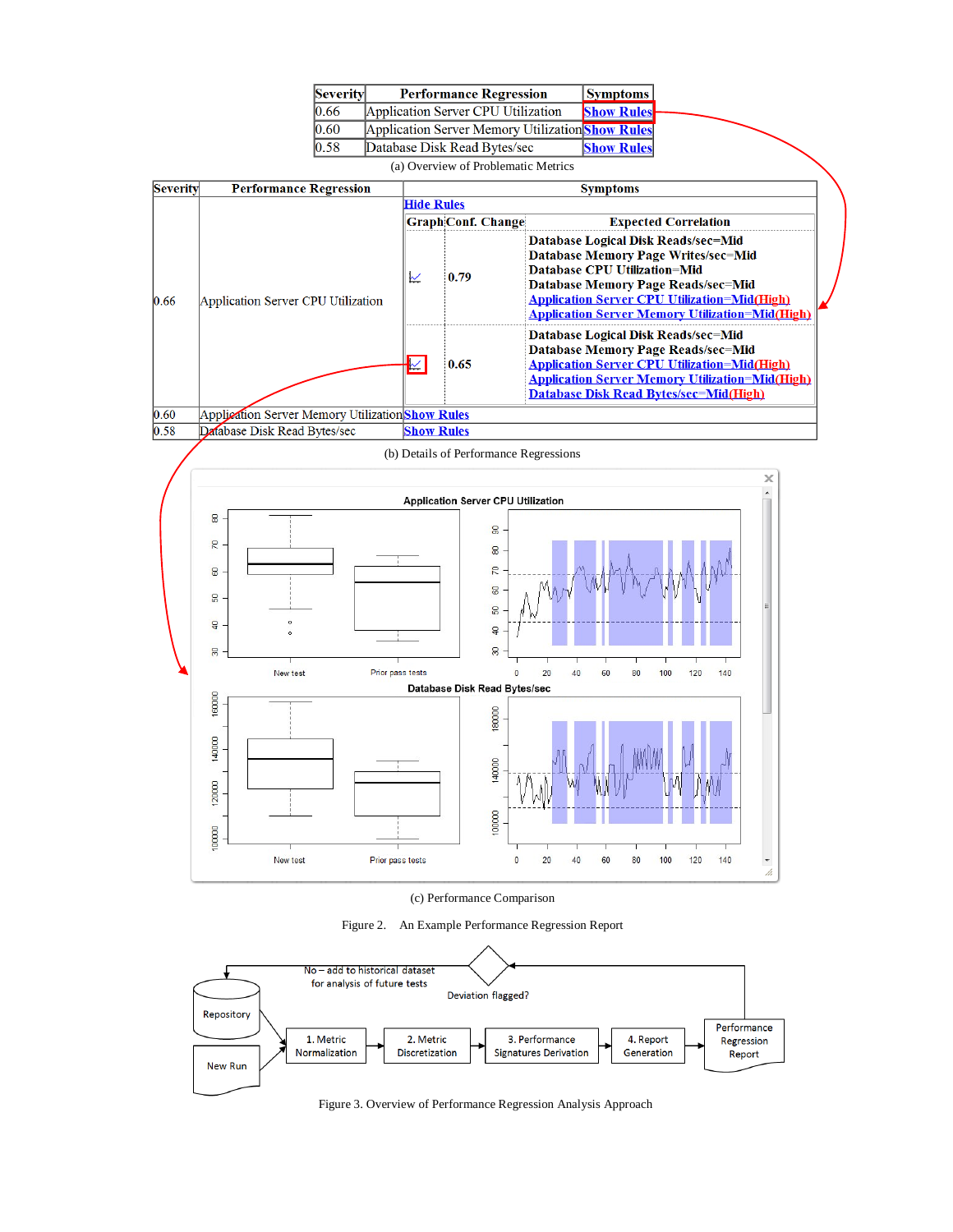| Severity | Performance Regression | Symptoms |
|---|---|---|
| 0.66 | Application Server CPU Utilization | Show Rules |
| 0.60 | Application Server Memory Utilization | Show Rules |
| 0.58 | Database Disk Read Bytes/sec | Show Rules |

(a) Overview of Problematic Metrics

| Severity | Performance Regression | Graph | Conf. Change | Expected Correlation |
|---|---|---|---|---|
| 0.66 | Application Server CPU Utilization | | 0.79 | Database Logical Disk Reads/sec=Mid<br>Database Memory Page Writes/sec=Mid<br>Database CPU Utilization=Mid<br>Database Memory Page Reads/sec=Mid<br>Application Server CPU Utilization=Mid(High)<br>Application Server Memory Utilization=Mid(High) |
| | | | 0.65 | Database Logical Disk Reads/sec=Mid<br>Database Memory Page Reads/sec=Mid<br>Application Server CPU Utilization=Mid(High)<br>Application Server Memory Utilization=Mid(High)<br>Database Disk Read Bytes/sec=Mid(High) |
| 0.60 | Application Server Memory Utilization | Show Rules | | |
| 0.58 | Database Disk Read Bytes/sec | Show Rules | | |

(b) Details of Performance Regressions

(c) Performance Comparison

Figure 2. An Example Performance Regression Report

Figure 3. Overview of Performance Regression Analysis Approach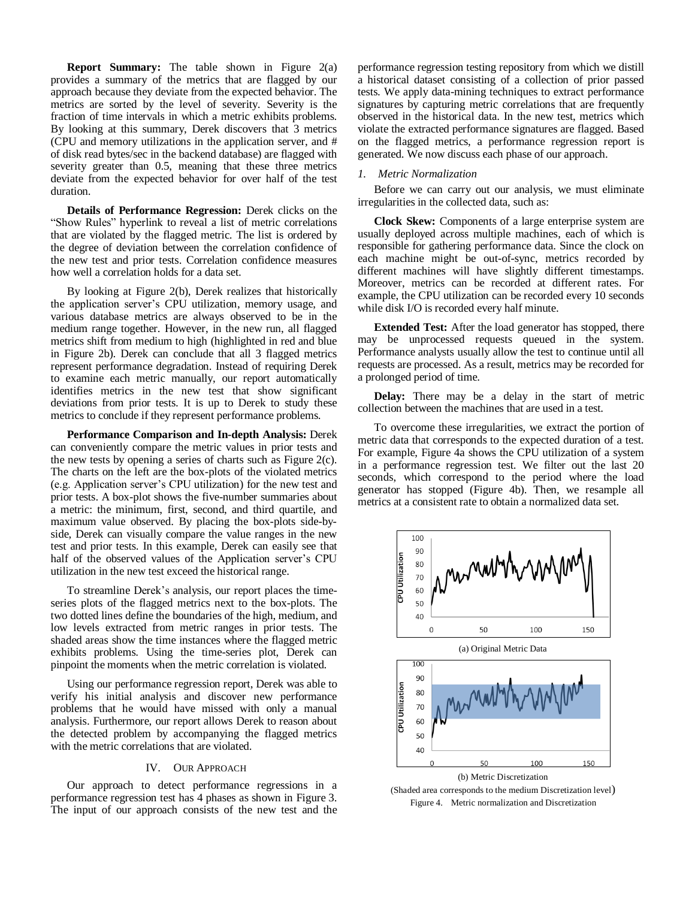**Report Summary:** The table shown in Figure 2(a) provides a summary of the metrics that are flagged by our approach because they deviate from the expected behavior. The metrics are sorted by the level of severity. Severity is the fraction of time intervals in which a metric exhibits problems. By looking at this summary, Derek discovers that 3 metrics (CPU and memory utilizations in the application server, and # of disk read bytes/sec in the backend database) are flagged with severity greater than 0.5, meaning that these three metrics deviate from the expected behavior for over half of the test duration.

**Details of Performance Regression:** Derek clicks on the "Show Rules" hyperlink to reveal a list of metric correlations that are violated by the flagged metric. The list is ordered by the degree of deviation between the correlation confidence of the new test and prior tests. Correlation confidence measures how well a correlation holds for a data set.

By looking at Figure 2(b), Derek realizes that historically the application server's CPU utilization, memory usage, and various database metrics are always observed to be in the medium range together. However, in the new run, all flagged metrics shift from medium to high (highlighted in red and blue in Figure 2b). Derek can conclude that all 3 flagged metrics represent performance degradation. Instead of requiring Derek to examine each metric manually, our report automatically identifies metrics in the new test that show significant deviations from prior tests. It is up to Derek to study these metrics to conclude if they represent performance problems.

**Performance Comparison and In-depth Analysis:** Derek can conveniently compare the metric values in prior tests and the new tests by opening a series of charts such as Figure 2(c). The charts on the left are the box-plots of the violated metrics (e.g. Application server's CPU utilization) for the new test and prior tests. A box-plot shows the five-number summaries about a metric: the minimum, first, second, and third quartile, and maximum value observed. By placing the box-plots side-by-side, Derek can visually compare the value ranges in the new test and prior tests. In this example, Derek can easily see that half of the observed values of the Application server's CPU utilization in the new test exceed the historical range.

To streamline Derek's analysis, our report places the time-series plots of the flagged metrics next to the box-plots. The two dotted lines define the boundaries of the high, medium, and low levels extracted from metric ranges in prior tests. The shaded areas show the time instances where the flagged metric exhibits problems. Using the time-series plot, Derek can pinpoint the moments when the metric correlation is violated.

Using our performance regression report, Derek was able to verify his initial analysis and discover new performance problems that he would have missed with only a manual analysis. Furthermore, our report allows Derek to reason about the detected problem by accompanying the flagged metrics with the metric correlations that are violated.

## IV. Our Approach

Our approach to detect performance regressions in a performance regression test has 4 phases as shown in Figure 3. The input of our approach consists of the new test and the performance regression testing repository from which we distill a historical dataset consisting of a collection of prior passed tests. We apply data-mining techniques to extract performance signatures by capturing metric correlations that are frequently observed in the historical data. In the new test, metrics which violate the extracted performance signatures are flagged. Based on the flagged metrics, a performance regression report is generated. We now discuss each phase of our approach.

### *1. Metric Normalization*

Before we can carry out our analysis, we must eliminate irregularities in the collected data, such as:

**Clock Skew:** Components of a large enterprise system are usually deployed across multiple machines, each of which is responsible for gathering performance data. Since the clock on each machine might be out-of-sync, metrics recorded by different machines will have slightly different timestamps. Moreover, metrics can be recorded at different rates. For example, the CPU utilization can be recorded every 10 seconds while disk I/O is recorded every half minute.

**Extended Test:** After the load generator has stopped, there may be unprocessed requests queued in the system. Performance analysts usually allow the test to continue until all requests are processed. As a result, metrics may be recorded for a prolonged period of time.

**Delay:** There may be a delay in the start of metric collection between the machines that are used in a test.

To overcome these irregularities, we extract the portion of metric data that corresponds to the expected duration of a test. For example, Figure 4a shows the CPU utilization of a system in a performance regression test. We filter out the last 20 seconds, which correspond to the period where the load generator has stopped (Figure 4b). Then, we resample all metrics at a consistent rate to obtain a normalized data set.

(a) Original Metric Data

(b) Metric Discretization

(Shaded area corresponds to the medium Discretization level)

Figure 4. Metric normalization and Discretization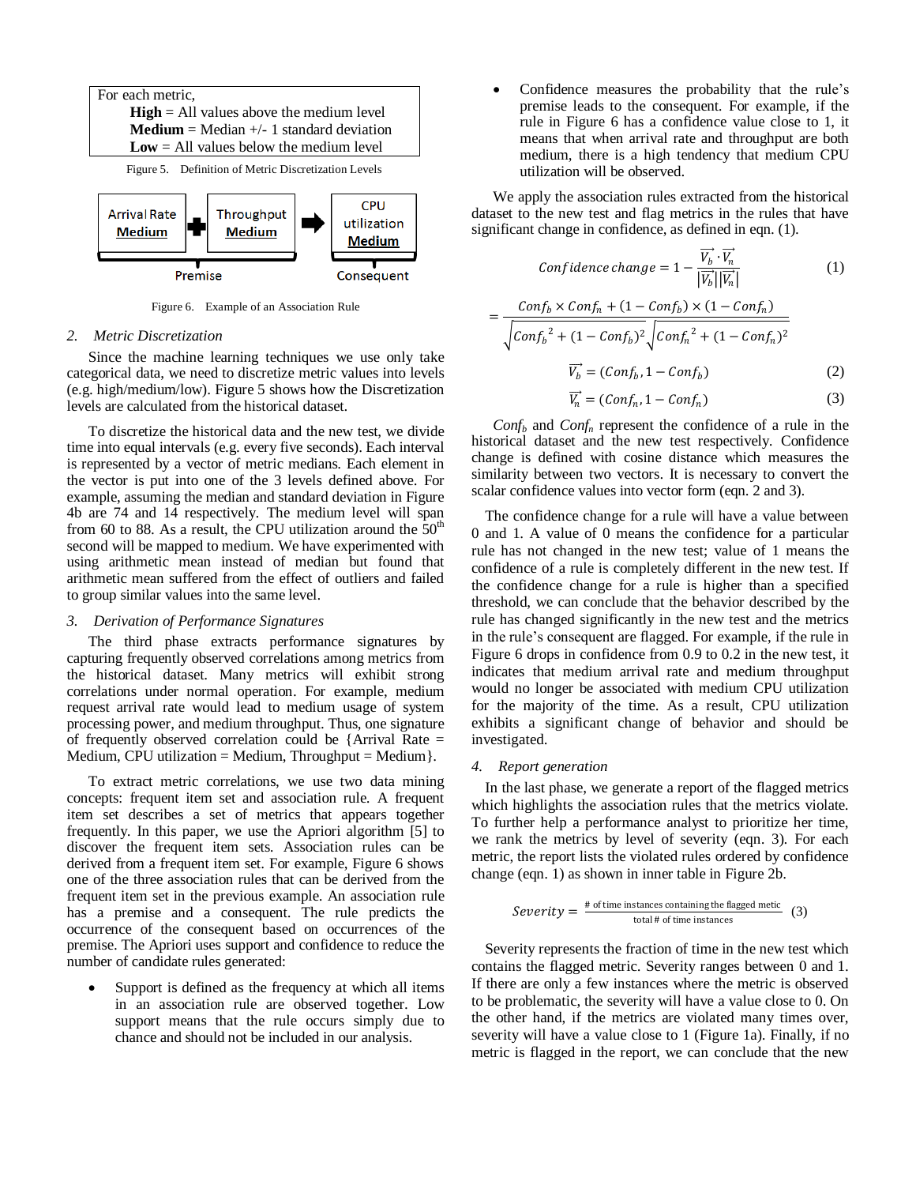For each metric,

**High** = All values above the medium level
**Medium** = Median +/- 1 standard deviation
**Low** = All values below the medium level

Figure 5. Definition of Metric Discretization Levels

Arrival Rate **Medium** + Throughput **Medium** → CPU utilization **Medium**

Premise — Consequent

Figure 6. Example of an Association Rule

### 2. *Metric Discretization*

Since the machine learning techniques we use only take categorical data, we need to discretize metric values into levels (e.g. high/medium/low). Figure 5 shows how the Discretization levels are calculated from the historical dataset.

To discretize the historical data and the new test, we divide time into equal intervals (e.g. every five seconds). Each interval is represented by a vector of metric medians. Each element in the vector is put into one of the 3 levels defined above. For example, assuming the median and standard deviation in Figure 4b are 74 and 14 respectively. The medium level will span from 60 to 88. As a result, the CPU utilization around the 50th second will be mapped to medium. We have experimented with using arithmetic mean instead of median but found that arithmetic mean suffered from the effect of outliers and failed to group similar values into the same level.

### 3. *Derivation of Performance Signatures*

The third phase extracts performance signatures by capturing frequently observed correlations among metrics from the historical dataset. Many metrics will exhibit strong correlations under normal operation. For example, medium request arrival rate would lead to medium usage of system processing power, and medium throughput. Thus, one signature of frequently observed correlation could be {Arrival Rate = Medium, CPU utilization = Medium, Throughput = Medium}.

To extract metric correlations, we use two data mining concepts: frequent item set and association rule. A frequent item set describes a set of metrics that appears together frequently. In this paper, we use the Apriori algorithm [5] to discover the frequent item sets. Association rules can be derived from a frequent item set. For example, Figure 6 shows one of the three association rules that can be derived from the frequent item set in the previous example. An association rule has a premise and a consequent. The rule predicts the occurrence of the consequent based on occurrences of the premise. The Apriori uses support and confidence to reduce the number of candidate rules generated:

- Support is defined as the frequency at which all items in an association rule are observed together. Low support means that the rule occurs simply due to chance and should not be included in our analysis.
- Confidence measures the probability that the rule's premise leads to the consequent. For example, if the rule in Figure 6 has a confidence value close to 1, it means that when arrival rate and throughput are both medium, there is a high tendency that medium CPU utilization will be observed.

We apply the association rules extracted from the historical dataset to the new test and flag metrics in the rules that have significant change in confidence, as defined in eqn. (1).

$$Confidence\ change = 1 - \frac{\vec{V_b} \cdot \vec{V_n}}{|\vec{V_b}||\vec{V_n}|} \tag{1}$$

$$= \frac{Conf_b \times Conf_n + (1 - Conf_b) \times (1 - Conf_n)}{\sqrt{Conf_b^{\,2} + (1 - Conf_b)^2}\sqrt{Conf_n^{\,2} + (1 - Conf_n)^2}}$$

$$\vec{V_b} = (Conf_b, 1 - Conf_b) \tag{2}$$

$$\vec{V_n} = (Conf_n, 1 - Conf_n) \tag{3}$$

$Conf_b$ and $Conf_n$ represent the confidence of a rule in the historical dataset and the new test respectively. Confidence change is defined with cosine distance which measures the similarity between two vectors. It is necessary to convert the scalar confidence values into vector form (eqn. 2 and 3).

The confidence change for a rule will have a value between 0 and 1. A value of 0 means the confidence for a particular rule has not changed in the new test; value of 1 means the confidence of a rule is completely different in the new test. If the confidence change for a rule is higher than a specified threshold, we can conclude that the behavior described by the rule has changed significantly in the new test and the metrics in the rule's consequent are flagged. For example, if the rule in Figure 6 drops in confidence from 0.9 to 0.2 in the new test, it indicates that medium arrival rate and medium throughput would no longer be associated with medium CPU utilization for the majority of the time. As a result, CPU utilization exhibits a significant change of behavior and should be investigated.

### 4. *Report generation*

In the last phase, we generate a report of the flagged metrics which highlights the association rules that the metrics violate. To further help a performance analyst to prioritize her time, we rank the metrics by level of severity (eqn. 3). For each metric, the report lists the violated rules ordered by confidence change (eqn. 1) as shown in inner table in Figure 2b.

$$Severity = \frac{\text{\# of time instances containing the flagged metic}}{\text{total \# of time instances}} \tag{3}$$

Severity represents the fraction of time in the new test which contains the flagged metric. Severity ranges between 0 and 1. If there are only a few instances where the metric is observed to be problematic, the severity will have a value close to 0. On the other hand, if the metrics are violated many times over, severity will have a value close to 1 (Figure 1a). Finally, if no metric is flagged in the report, we can conclude that the new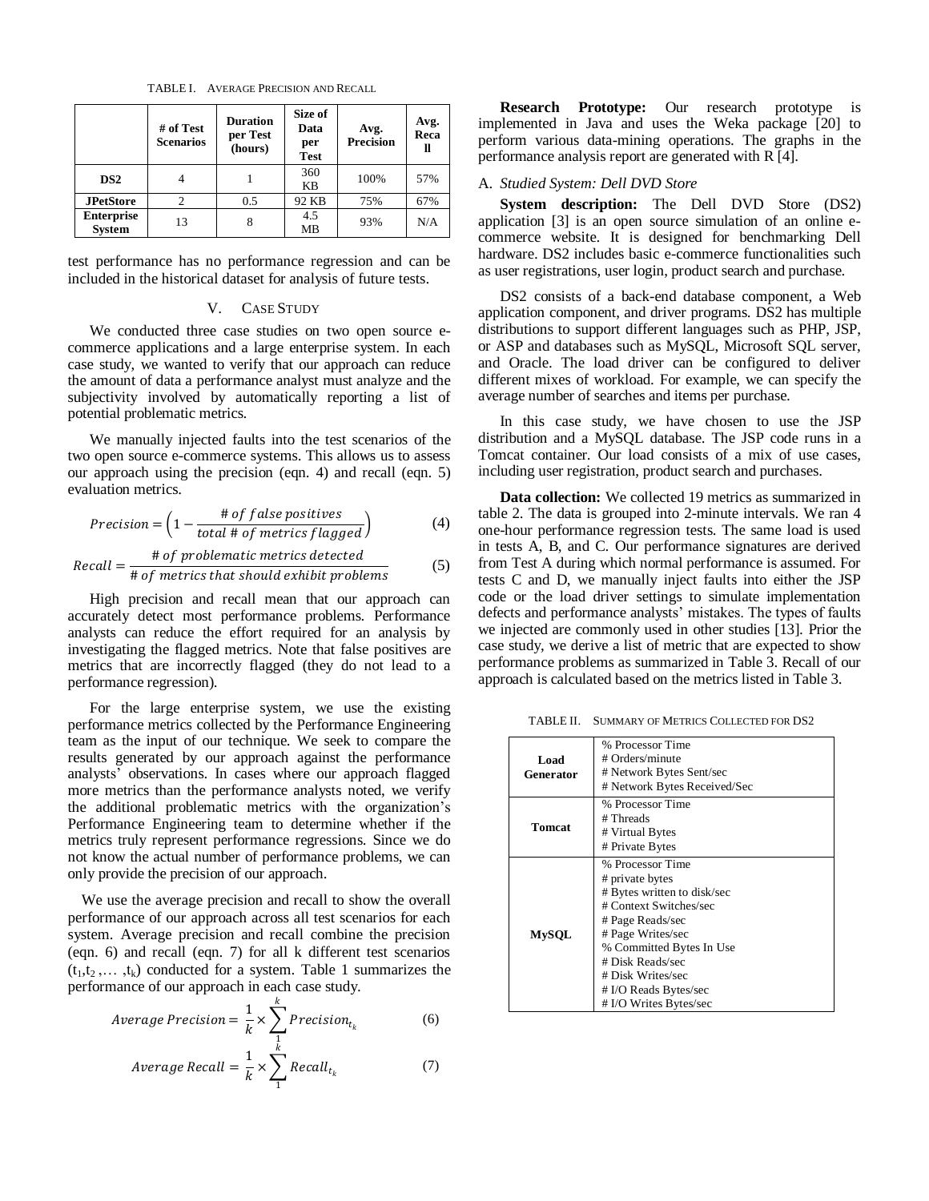TABLE I. AVERAGE PRECISION AND RECALL

| | # of Test Scenarios | Duration per Test (hours) | Size of Data per Test | Avg. Precision | Avg. Recall |
|---|---|---|---|---|---|
| **DS2** | 4 | 1 | 360 KB | 100% | 57% |
| **JPetStore** | 2 | 0.5 | 92 KB | 75% | 67% |
| **Enterprise System** | 13 | 8 | 4.5 MB | 93% | N/A |

test performance has no performance regression and can be included in the historical dataset for analysis of future tests.

## V. CASE STUDY

We conducted three case studies on two open source e-commerce applications and a large enterprise system. In each case study, we wanted to verify that our approach can reduce the amount of data a performance analyst must analyze and the subjectivity involved by automatically reporting a list of potential problematic metrics.

We manually injected faults into the test scenarios of the two open source e-commerce systems. This allows us to assess our approach using the precision (eqn. 4) and recall (eqn. 5) evaluation metrics.

$$Precision = \left(1 - \frac{\#\, of\ false\ positives}{total\ \#\ of\ metrics\ flagged}\right) \tag{4}$$

$$Recall = \frac{\#\ of\ problematic\ metrics\ detected}{\#\ of\ metrics\ that\ should\ exhibit\ problems} \tag{5}$$

High precision and recall mean that our approach can accurately detect most performance problems. Performance analysts can reduce the effort required for an analysis by investigating the flagged metrics. Note that false positives are metrics that are incorrectly flagged (they do not lead to a performance regression).

For the large enterprise system, we use the existing performance metrics collected by the Performance Engineering team as the input of our technique. We seek to compare the results generated by our approach against the performance analysts' observations. In cases where our approach flagged more metrics than the performance analysts noted, we verify the additional problematic metrics with the organization's Performance Engineering team to determine whether if the metrics truly represent performance regressions. Since we do not know the actual number of performance problems, we can only provide the precision of our approach.

We use the average precision and recall to show the overall performance of our approach across all test scenarios for each system. Average precision and recall combine the precision (eqn. 6) and recall (eqn. 7) for all k different test scenarios ($t_1, t_2, \ldots, t_k$) conducted for a system. Table 1 summarizes the performance of our approach in each case study.

$$Average\ Precision = \frac{1}{k} \times \sum_{1}^{k} Precision_{t_k} \tag{6}$$

$$Average\ Recall = \frac{1}{k} \times \sum_{1}^{k} Recall_{t_k} \tag{7}$$

**Research Prototype:** Our research prototype is implemented in Java and uses the Weka package [20] to perform various data-mining operations. The graphs in the performance analysis report are generated with R [4].

### A. *Studied System: Dell DVD Store*

**System description:** The Dell DVD Store (DS2) application [3] is an open source simulation of an online e-commerce website. It is designed for benchmarking Dell hardware. DS2 includes basic e-commerce functionalities such as user registrations, user login, product search and purchase.

DS2 consists of a back-end database component, a Web application component, and driver programs. DS2 has multiple distributions to support different languages such as PHP, JSP, or ASP and databases such as MySQL, Microsoft SQL server, and Oracle. The load driver can be configured to deliver different mixes of workload. For example, we can specify the average number of searches and items per purchase.

In this case study, we have chosen to use the JSP distribution and a MySQL database. The JSP code runs in a Tomcat container. Our load consists of a mix of use cases, including user registration, product search and purchases.

**Data collection:** We collected 19 metrics as summarized in table 2. The data is grouped into 2-minute intervals. We ran 4 one-hour performance regression tests. The same load is used in tests A, B, and C. Our performance signatures are derived from Test A during which normal performance is assumed. For tests C and D, we manually inject faults into either the JSP code or the load driver settings to simulate implementation defects and performance analysts' mistakes. The types of faults we injected are commonly used in other studies [13]. Prior the case study, we derive a list of metric that are expected to show performance problems as summarized in Table 3. Recall of our approach is calculated based on the metrics listed in Table 3.

TABLE II. SUMMARY OF METRICS COLLECTED FOR DS2

| | |
|---|---|
| **Load Generator** | % Processor Time<br># Orders/minute<br># Network Bytes Sent/sec<br># Network Bytes Received/Sec |
| **Tomcat** | % Processor Time<br># Threads<br># Virtual Bytes<br># Private Bytes |
| **MySQL** | % Processor Time<br># private bytes<br># Bytes written to disk/sec<br># Context Switches/sec<br># Page Reads/sec<br># Page Writes/sec<br>% Committed Bytes In Use<br># Disk Reads/sec<br># Disk Writes/sec<br># I/O Reads Bytes/sec<br># I/O Writes Bytes/sec |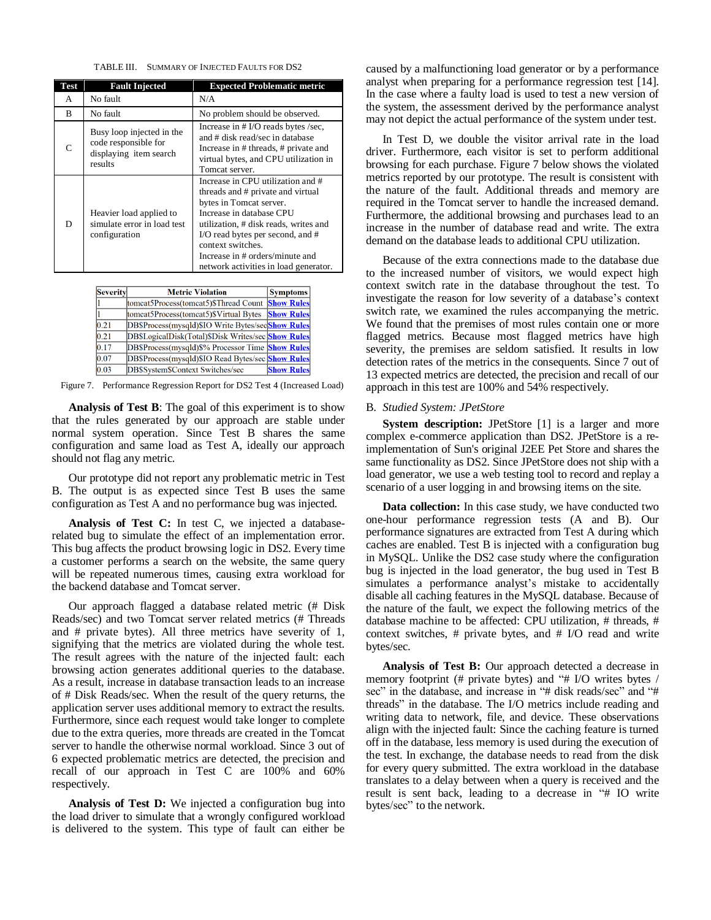TABLE III. SUMMARY OF INJECTED FAULTS FOR DS2

| Test | Fault Injected | Expected Problematic metric |
|---|---|---|
| A | No fault | N/A |
| B | No fault | No problem should be observed. |
| C | Busy loop injected in the code responsible for displaying item search results | Increase in # I/O reads bytes /sec, and # disk read/sec in database Increase in # threads, # private and virtual bytes, and CPU utilization in Tomcat server. |
| D | Heavier load applied to simulate error in load test configuration | Increase in CPU utilization and # threads and # private and virtual bytes in Tomcat server. Increase in database CPU utilization, # disk reads, writes and I/O read bytes per second, and # context switches. Increase in # orders/minute and network activities in load generator. |

| Severity | Metric Violation | Symptoms |
|---|---|---|
| 1 | tomcat5Process(tomcat5)$Thread Count | Show Rules |
| 1 | tomcat5Process(tomcat5)$Virtual Bytes | Show Rules |
| 0.21 | DB$Process(mysqld)$IO Write Bytes/sec | Show Rules |
| 0.21 | DB$LogicalDisk(Total)$Disk Writes/sec | Show Rules |
| 0.17 | DB$Process(mysqld)$% Processor Time | Show Rules |
| 0.07 | DB$Process(mysqld)$IO Read Bytes/sec | Show Rules |
| 0.03 | DB$System$Context Switches/sec | Show Rules |

Figure 7. Performance Regression Report for DS2 Test 4 (Increased Load)

**Analysis of Test B**: The goal of this experiment is to show that the rules generated by our approach are stable under normal system operation. Since Test B shares the same configuration and same load as Test A, ideally our approach should not flag any metric.

Our prototype did not report any problematic metric in Test B. The output is as expected since Test B uses the same configuration as Test A and no performance bug was injected.

**Analysis of Test C:** In test C, we injected a database-related bug to simulate the effect of an implementation error. This bug affects the product browsing logic in DS2. Every time a customer performs a search on the website, the same query will be repeated numerous times, causing extra workload for the backend database and Tomcat server.

Our approach flagged a database related metric (# Disk Reads/sec) and two Tomcat server related metrics (# Threads and # private bytes). All three metrics have severity of 1, signifying that the metrics are violated during the whole test. The result agrees with the nature of the injected fault: each browsing action generates additional queries to the database. As a result, increase in database transaction leads to an increase of # Disk Reads/sec. When the result of the query returns, the application server uses additional memory to extract the results. Furthermore, since each request would take longer to complete due to the extra queries, more threads are created in the Tomcat server to handle the otherwise normal workload. Since 3 out of 6 expected problematic metrics are detected, the precision and recall of our approach in Test C are 100% and 60% respectively.

**Analysis of Test D:** We injected a configuration bug into the load driver to simulate that a wrongly configured workload is delivered to the system. This type of fault can either be caused by a malfunctioning load generator or by a performance analyst when preparing for a performance regression test [14]. In the case where a faulty load is used to test a new version of the system, the assessment derived by the performance analyst may not depict the actual performance of the system under test.

In Test D, we double the visitor arrival rate in the load driver. Furthermore, each visitor is set to perform additional browsing for each purchase. Figure 7 below shows the violated metrics reported by our prototype. The result is consistent with the nature of the fault. Additional threads and memory are required in the Tomcat server to handle the increased demand. Furthermore, the additional browsing and purchases lead to an increase in the number of database read and write. The extra demand on the database leads to additional CPU utilization.

Because of the extra connections made to the database due to the increased number of visitors, we would expect high context switch rate in the database throughout the test. To investigate the reason for low severity of a database's context switch rate, we examined the rules accompanying the metric. We found that the premises of most rules contain one or more flagged metrics. Because most flagged metrics have high severity, the premises are seldom satisfied. It results in low detection rates of the metrics in the consequents. Since 7 out of 13 expected metrics are detected, the precision and recall of our approach in this test are 100% and 54% respectively.

### B. *Studied System: JPetStore*

**System description:** JPetStore [1] is a larger and more complex e-commerce application than DS2. JPetStore is a re-implementation of Sun's original J2EE Pet Store and shares the same functionality as DS2. Since JPetStore does not ship with a load generator, we use a web testing tool to record and replay a scenario of a user logging in and browsing items on the site.

**Data collection:** In this case study, we have conducted two one-hour performance regression tests (A and B). Our performance signatures are extracted from Test A during which caches are enabled. Test B is injected with a configuration bug in MySQL. Unlike the DS2 case study where the configuration bug is injected in the load generator, the bug used in Test B simulates a performance analyst's mistake to accidentally disable all caching features in the MySQL database. Because of the nature of the fault, we expect the following metrics of the database machine to be affected: CPU utilization, # threads, # context switches, # private bytes, and # I/O read and write bytes/sec.

**Analysis of Test B:** Our approach detected a decrease in memory footprint (# private bytes) and "# I/O writes bytes / sec" in the database, and increase in "# disk reads/sec" and "# threads" in the database. The I/O metrics include reading and writing data to network, file, and device. These observations align with the injected fault: Since the caching feature is turned off in the database, less memory is used during the execution of the test. In exchange, the database needs to read from the disk for every query submitted. The extra workload in the database translates to a delay between when a query is received and the result is sent back, leading to a decrease in "# IO write bytes/sec" to the network.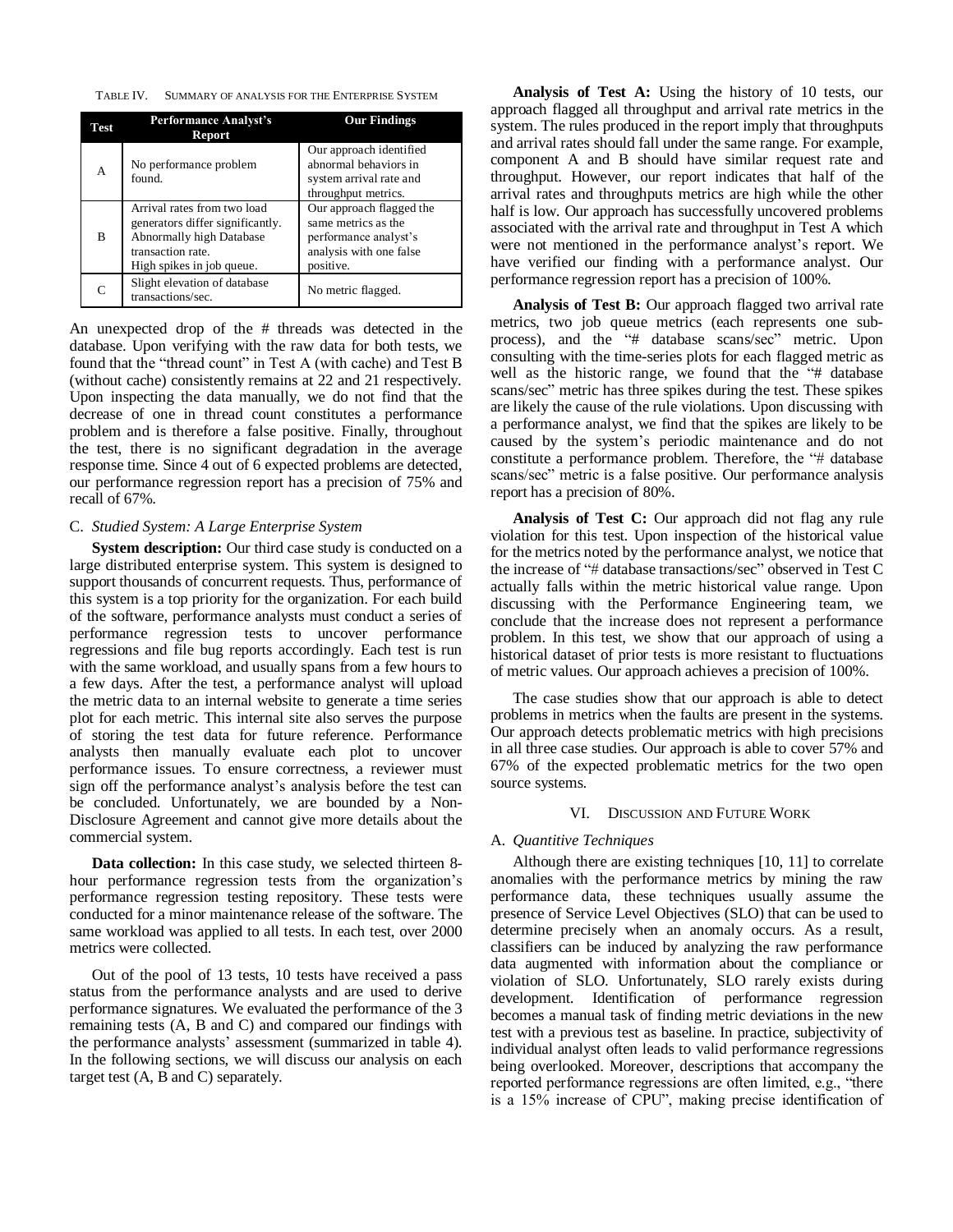TABLE IV. SUMMARY OF ANALYSIS FOR THE ENTERPRISE SYSTEM

| Test | Performance Analyst's Report | Our Findings |
|---|---|---|
| A | No performance problem found. | Our approach identified abnormal behaviors in system arrival rate and throughput metrics. |
| B | Arrival rates from two load generators differ significantly. Abnormally high Database transaction rate. High spikes in job queue. | Our approach flagged the same metrics as the performance analyst's analysis with one false positive. |
| C | Slight elevation of database transactions/sec. | No metric flagged. |

An unexpected drop of the # threads was detected in the database. Upon verifying with the raw data for both tests, we found that the "thread count" in Test A (with cache) and Test B (without cache) consistently remains at 22 and 21 respectively. Upon inspecting the data manually, we do not find that the decrease of one in thread count constitutes a performance problem and is therefore a false positive. Finally, throughout the test, there is no significant degradation in the average response time. Since 4 out of 6 expected problems are detected, our performance regression report has a precision of 75% and recall of 67%.

### C. *Studied System: A Large Enterprise System*

**System description:** Our third case study is conducted on a large distributed enterprise system. This system is designed to support thousands of concurrent requests. Thus, performance of this system is a top priority for the organization. For each build of the software, performance analysts must conduct a series of performance regression tests to uncover performance regressions and file bug reports accordingly. Each test is run with the same workload, and usually spans from a few hours to a few days. After the test, a performance analyst will upload the metric data to an internal website to generate a time series plot for each metric. This internal site also serves the purpose of storing the test data for future reference. Performance analysts then manually evaluate each plot to uncover performance issues. To ensure correctness, a reviewer must sign off the performance analyst's analysis before the test can be concluded. Unfortunately, we are bounded by a Non-Disclosure Agreement and cannot give more details about the commercial system.

**Data collection:** In this case study, we selected thirteen 8-hour performance regression tests from the organization's performance regression testing repository. These tests were conducted for a minor maintenance release of the software. The same workload was applied to all tests. In each test, over 2000 metrics were collected.

Out of the pool of 13 tests, 10 tests have received a pass status from the performance analysts and are used to derive performance signatures. We evaluated the performance of the 3 remaining tests (A, B and C) and compared our findings with the performance analysts' assessment (summarized in table 4). In the following sections, we will discuss our analysis on each target test (A, B and C) separately.

**Analysis of Test A:** Using the history of 10 tests, our approach flagged all throughput and arrival rate metrics in the system. The rules produced in the report imply that throughputs and arrival rates should fall under the same range. For example, component A and B should have similar request rate and throughput. However, our report indicates that half of the arrival rates and throughputs metrics are high while the other half is low. Our approach has successfully uncovered problems associated with the arrival rate and throughput in Test A which were not mentioned in the performance analyst's report. We have verified our finding with a performance analyst. Our performance regression report has a precision of 100%.

**Analysis of Test B:** Our approach flagged two arrival rate metrics, two job queue metrics (each represents one sub-process), and the "# database scans/sec" metric. Upon consulting with the time-series plots for each flagged metric as well as the historic range, we found that the "# database scans/sec" metric has three spikes during the test. These spikes are likely the cause of the rule violations. Upon discussing with a performance analyst, we find that the spikes are likely to be caused by the system's periodic maintenance and do not constitute a performance problem. Therefore, the "# database scans/sec" metric is a false positive. Our performance analysis report has a precision of 80%.

**Analysis of Test C:** Our approach did not flag any rule violation for this test. Upon inspection of the historical value for the metrics noted by the performance analyst, we notice that the increase of "# database transactions/sec" observed in Test C actually falls within the metric historical value range. Upon discussing with the Performance Engineering team, we conclude that the increase does not represent a performance problem. In this test, we show that our approach of using a historical dataset of prior tests is more resistant to fluctuations of metric values. Our approach achieves a precision of 100%.

The case studies show that our approach is able to detect problems in metrics when the faults are present in the systems. Our approach detects problematic metrics with high precisions in all three case studies. Our approach is able to cover 57% and 67% of the expected problematic metrics for the two open source systems.

## VI. DISCUSSION AND FUTURE WORK

### A. *Quantitive Techniques*

Although there are existing techniques [10, 11] to correlate anomalies with the performance metrics by mining the raw performance data, these techniques usually assume the presence of Service Level Objectives (SLO) that can be used to determine precisely when an anomaly occurs. As a result, classifiers can be induced by analyzing the raw performance data augmented with information about the compliance or violation of SLO. Unfortunately, SLO rarely exists during development. Identification of performance regression becomes a manual task of finding metric deviations in the new test with a previous test as baseline. In practice, subjectivity of individual analyst often leads to valid performance regressions being overlooked. Moreover, descriptions that accompany the reported performance regressions are often limited, e.g., "there is a 15% increase of CPU", making precise identification of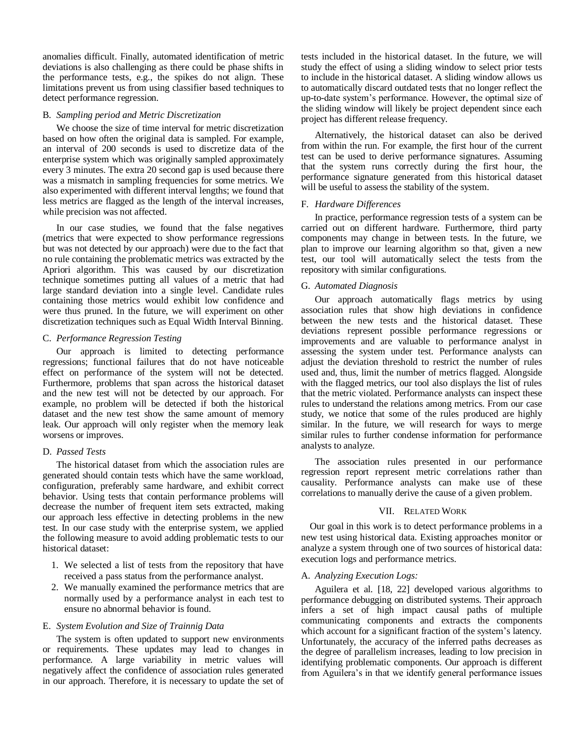anomalies difficult. Finally, automated identification of metric deviations is also challenging as there could be phase shifts in the performance tests, e.g., the spikes do not align. These limitations prevent us from using classifier based techniques to detect performance regression.

### B. *Sampling period and Metric Discretization*

We choose the size of time interval for metric discretization based on how often the original data is sampled. For example, an interval of 200 seconds is used to discretize data of the enterprise system which was originally sampled approximately every 3 minutes. The extra 20 second gap is used because there was a mismatch in sampling frequencies for some metrics. We also experimented with different interval lengths; we found that less metrics are flagged as the length of the interval increases, while precision was not affected.

In our case studies, we found that the false negatives (metrics that were expected to show performance regressions but was not detected by our approach) were due to the fact that no rule containing the problematic metrics was extracted by the Apriori algorithm. This was caused by our discretization technique sometimes putting all values of a metric that had large standard deviation into a single level. Candidate rules containing those metrics would exhibit low confidence and were thus pruned. In the future, we will experiment on other discretization techniques such as Equal Width Interval Binning.

### C. *Performance Regression Testing*

Our approach is limited to detecting performance regressions; functional failures that do not have noticeable effect on performance of the system will not be detected. Furthermore, problems that span across the historical dataset and the new test will not be detected by our approach. For example, no problem will be detected if both the historical dataset and the new test show the same amount of memory leak. Our approach will only register when the memory leak worsens or improves.

### D. *Passed Tests*

The historical dataset from which the association rules are generated should contain tests which have the same workload, configuration, preferably same hardware, and exhibit correct behavior. Using tests that contain performance problems will decrease the number of frequent item sets extracted, making our approach less effective in detecting problems in the new test. In our case study with the enterprise system, we applied the following measure to avoid adding problematic tests to our historical dataset:

1. We selected a list of tests from the repository that have received a pass status from the performance analyst.
2. We manually examined the performance metrics that are normally used by a performance analyst in each test to ensure no abnormal behavior is found.

### E. *System Evolution and Size of Trainnig Data*

The system is often updated to support new environments or requirements. These updates may lead to changes in performance. A large variability in metric values will negatively affect the confidence of association rules generated in our approach. Therefore, it is necessary to update the set of tests included in the historical dataset. In the future, we will study the effect of using a sliding window to select prior tests to include in the historical dataset. A sliding window allows us to automatically discard outdated tests that no longer reflect the up-to-date system's performance. However, the optimal size of the sliding window will likely be project dependent since each project has different release frequency.

Alternatively, the historical dataset can also be derived from within the run. For example, the first hour of the current test can be used to derive performance signatures. Assuming that the system runs correctly during the first hour, the performance signature generated from this historical dataset will be useful to assess the stability of the system.

### F. *Hardware Differences*

In practice, performance regression tests of a system can be carried out on different hardware. Furthermore, third party components may change in between tests. In the future, we plan to improve our learning algorithm so that, given a new test, our tool will automatically select the tests from the repository with similar configurations.

### G. *Automated Diagnosis*

Our approach automatically flags metrics by using association rules that show high deviations in confidence between the new tests and the historical dataset. These deviations represent possible performance regressions or improvements and are valuable to performance analyst in assessing the system under test. Performance analysts can adjust the deviation threshold to restrict the number of rules used and, thus, limit the number of metrics flagged. Alongside with the flagged metrics, our tool also displays the list of rules that the metric violated. Performance analysts can inspect these rules to understand the relations among metrics. From our case study, we notice that some of the rules produced are highly similar. In the future, we will research for ways to merge similar rules to further condense information for performance analysts to analyze.

The association rules presented in our performance regression report represent metric correlations rather than causality. Performance analysts can make use of these correlations to manually derive the cause of a given problem.

## VII. Related Work

Our goal in this work is to detect performance problems in a new test using historical data. Existing approaches monitor or analyze a system through one of two sources of historical data: execution logs and performance metrics.

### A. *Analyzing Execution Logs:*

Aguilera et al. [18, 22] developed various algorithms to performance debugging on distributed systems. Their approach infers a set of high impact causal paths of multiple communicating components and extracts the components which account for a significant fraction of the system's latency. Unfortunately, the accuracy of the inferred paths decreases as the degree of parallelism increases, leading to low precision in identifying problematic components. Our approach is different from Aguilera's in that we identify general performance issues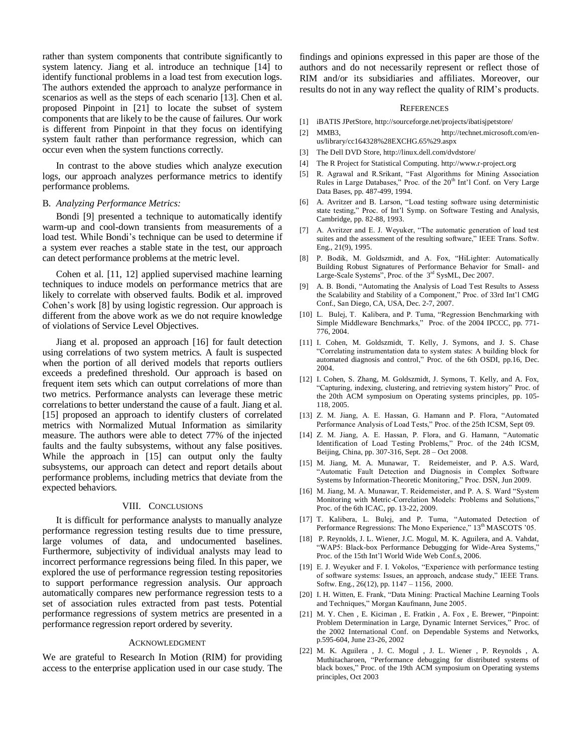rather than system components that contribute significantly to system latency. Jiang et al. introduce an technique [14] to identify functional problems in a load test from execution logs. The authors extended the approach to analyze performance in scenarios as well as the steps of each scenario [13]. Chen et al. proposed Pinpoint in [21] to locate the subset of system components that are likely to be the cause of failures. Our work is different from Pinpoint in that they focus on identifying system fault rather than performance regression, which can occur even when the system functions correctly.

In contrast to the above studies which analyze execution logs, our approach analyzes performance metrics to identify performance problems.

### B. *Analyzing Performance Metrics:*

Bondi [9] presented a technique to automatically identify warm-up and cool-down transients from measurements of a load test. While Bondi's technique can be used to determine if a system ever reaches a stable state in the test, our approach can detect performance problems at the metric level.

Cohen et al. [11, 12] applied supervised machine learning techniques to induce models on performance metrics that are likely to correlate with observed faults. Bodik et al. improved Cohen's work [8] by using logistic regression. Our approach is different from the above work as we do not require knowledge of violations of Service Level Objectives.

Jiang et al. proposed an approach [16] for fault detection using correlations of two system metrics. A fault is suspected when the portion of all derived models that reports outliers exceeds a predefined threshold. Our approach is based on frequent item sets which can output correlations of more than two metrics. Performance analysts can leverage these metric correlations to better understand the cause of a fault. Jiang et al. [15] proposed an approach to identify clusters of correlated metrics with Normalized Mutual Information as similarity measure. The authors were able to detect 77% of the injected faults and the faulty subsystems, without any false positives. While the approach in [15] can output only the faulty subsystems, our approach can detect and report details about performance problems, including metrics that deviate from the expected behaviors.

## VIII. CONCLUSIONS

It is difficult for performance analysts to manually analyze performance regression testing results due to time pressure, large volumes of data, and undocumented baselines. Furthermore, subjectivity of individual analysts may lead to incorrect performance regressions being filed. In this paper, we explored the use of performance regression testing repositories to support performance regression analysis. Our approach automatically compares new performance regression tests to a set of association rules extracted from past tests. Potential performance regressions of system metrics are presented in a performance regression report ordered by severity.

## ACKNOWLEDGMENT

We are grateful to Research In Motion (RIM) for providing access to the enterprise application used in our case study. The findings and opinions expressed in this paper are those of the authors and do not necessarily represent or reflect those of RIM and/or its subsidiaries and affiliates. Moreover, our results do not in any way reflect the quality of RIM's products.

## REFERENCES

[1] iBATIS JPetStore, http://sourceforge.net/projects/ibatisjpetstore/

[2] MMB3, http://technet.microsoft.com/en-us/library/cc164328%28EXCHG.65%29.aspx

[3] The Dell DVD Store, http://linux.dell.com/dvdstore/

[4] The R Project for Statistical Computing. http://www.r-project.org

[5] R. Agrawal and R.Srikant, "Fast Algorithms for Mining Association Rules in Large Databases," Proc. of the 20th Int'l Conf. on Very Large Data Bases, pp. 487-499, 1994.

[6] A. Avritzer and B. Larson, "Load testing software using deterministic state testing," Proc. of Int'l Symp. on Software Testing and Analysis, Cambridge, pp. 82-88, 1993.

[7] A. Avritzer and E. J. Weyuker, "The automatic generation of load test suites and the assessment of the resulting software," IEEE Trans. Softw. Eng., 21(9), 1995.

[8] P. Bodik, M. Goldszmidt, and A. Fox, "HiLighter: Automatically Building Robust Signatures of Performance Behavior for Small- and Large-Scale Systems", Proc. of the 3rd SysML, Dec 2007.

[9] A. B. Bondi, "Automating the Analysis of Load Test Results to Assess the Scalability and Stability of a Component," Proc. of 33rd Int'l CMG Conf., San Diego, CA, USA, Dec. 2-7, 2007.

[10] L. Bulej, T. Kalibera, and P. Tuma, "Regression Benchmarking with Simple Middleware Benchmarks," Proc. of the 2004 IPCCC, pp. 771-776, 2004.

[11] I. Cohen, M. Goldszmidt, T. Kelly, J. Symons, and J. S. Chase "Correlating instrumentation data to system states: A building block for automated diagnosis and control," Proc. of the 6th OSDI, pp.16, Dec. 2004.

[12] I. Cohen, S. Zhang, M. Goldszmidt, J. Symons, T. Kelly, and A. Fox, "Capturing, indexing, clustering, and retrieving system history" Proc. of the 20th ACM symposium on Operating systems principles, pp. 105-118, 2005.

[13] Z. M. Jiang, A. E. Hassan, G. Hamann and P. Flora, "Automated Performance Analysis of Load Tests," Proc. of the 25th ICSM, Sept 09.

[14] Z. M. Jiang, A. E. Hassan, P. Flora, and G. Hamann, "Automatic Identification of Load Testing Problems," Proc. of the 24th ICSM, Beijing, China, pp. 307-316, Sept. 28 – Oct 2008.

[15] M. Jiang, M. A. Munawar, T. Reidemeister, and P. A.S. Ward, "Automatic Fault Detection and Diagnosis in Complex Software Systems by Information-Theoretic Monitoring," Proc. DSN, Jun 2009.

[16] M. Jiang, M. A. Munawar, T. Reidemeister, and P. A. S. Ward "System Monitoring with Metric-Correlation Models: Problems and Solutions," Proc. of the 6th ICAC, pp. 13-22, 2009.

[17] T. Kalibera, L. Bulej, and P. Tuma, "Automated Detection of Performance Regressions: The Mono Experience," 13th MASCOTS '05.

[18] P. Reynolds, J. L. Wiener, J.C. Mogul, M. K. Aguilera, and A. Vahdat, "WAP5: Black-box Performance Debugging for Wide-Area Systems," Proc. of the 15th Int'l World Wide Web Conf.s, 2006.

[19] E. J. Weyuker and F. I. Vokolos, "Experience with performance testing of software systems: Issues, an approach, andcase study," IEEE Trans. Softw. Eng., 26(12), pp. 1147 – 1156, 2000.

[20] I. H. Witten, E. Frank, "Data Mining: Practical Machine Learning Tools and Techniques," Morgan Kaufmann, June 2005.

[21] M. Y. Chen , E. Kiciman , E. Fratkin , A. Fox , E. Brewer, "Pinpoint: Problem Determination in Large, Dynamic Internet Services," Proc. of the 2002 International Conf. on Dependable Systems and Networks, p.595-604, June 23-26, 2002

[22] M. K. Aguilera , J. C. Mogul , J. L. Wiener , P. Reynolds , A. Muthitacharoen, "Performance debugging for distributed systems of black boxes," Proc. of the 19th ACM symposium on Operating systems principles, Oct 2003